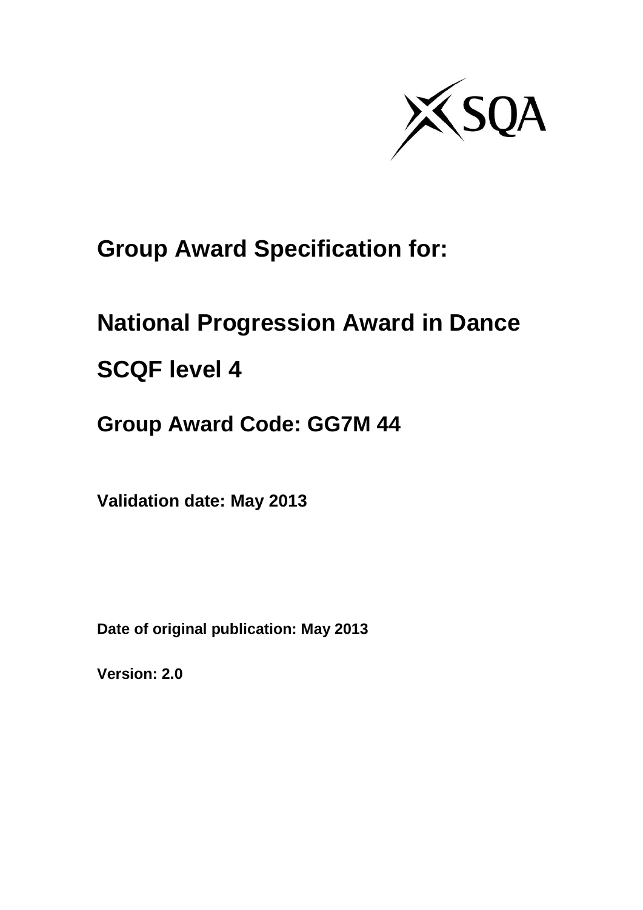SQA

# Group Award Specification for:

# National Progression Award in Dance

# SCQF level 4

## Group Award Code: GG7M 44

**Validation date: May 2013**

**Date of original publication: May 2013**

**Version: 2.0**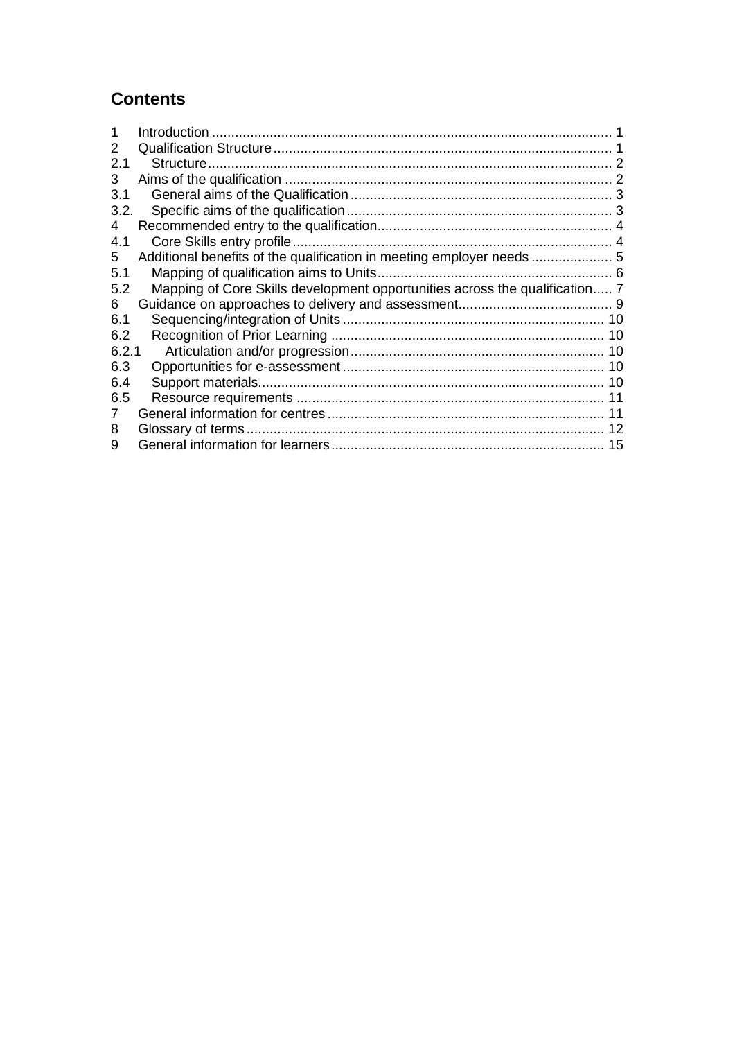## Contents

| | | |
|---|---|---|
| 1 | Introduction | 1 |
| 2 | Qualification Structure | 1 |
| 2.1 | Structure | 2 |
| 3 | Aims of the qualification | 2 |
| 3.1 | General aims of the Qualification | 3 |
| 3.2. | Specific aims of the qualification | 3 |
| 4 | Recommended entry to the qualification | 4 |
| 4.1 | Core Skills entry profile | 4 |
| 5 | Additional benefits of the qualification in meeting employer needs | 5 |
| 5.1 | Mapping of qualification aims to Units | 6 |
| 5.2 | Mapping of Core Skills development opportunities across the qualification | 7 |
| 6 | Guidance on approaches to delivery and assessment | 9 |
| 6.1 | Sequencing/integration of Units | 10 |
| 6.2 | Recognition of Prior Learning | 10 |
| 6.2.1 | Articulation and/or progression | 10 |
| 6.3 | Opportunities for e-assessment | 10 |
| 6.4 | Support materials | 10 |
| 6.5 | Resource requirements | 11 |
| 7 | General information for centres | 11 |
| 8 | Glossary of terms | 12 |
| 9 | General information for learners | 15 |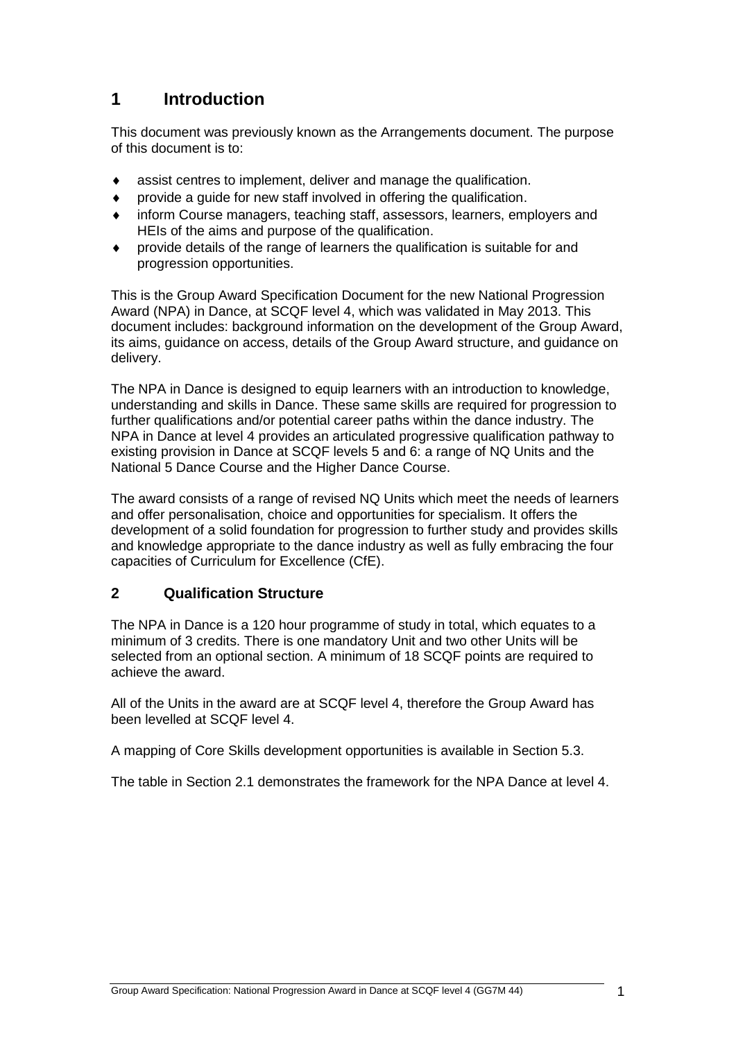## 1 Introduction

This document was previously known as the Arrangements document. The purpose of this document is to:

- assist centres to implement, deliver and manage the qualification.
- provide a guide for new staff involved in offering the qualification.
- inform Course managers, teaching staff, assessors, learners, employers and HEIs of the aims and purpose of the qualification.
- provide details of the range of learners the qualification is suitable for and progression opportunities.

This is the Group Award Specification Document for the new National Progression Award (NPA) in Dance, at SCQF level 4, which was validated in May 2013. This document includes: background information on the development of the Group Award, its aims, guidance on access, details of the Group Award structure, and guidance on delivery.

The NPA in Dance is designed to equip learners with an introduction to knowledge, understanding and skills in Dance. These same skills are required for progression to further qualifications and/or potential career paths within the dance industry. The NPA in Dance at level 4 provides an articulated progressive qualification pathway to existing provision in Dance at SCQF levels 5 and 6: a range of NQ Units and the National 5 Dance Course and the Higher Dance Course.

The award consists of a range of revised NQ Units which meet the needs of learners and offer personalisation, choice and opportunities for specialism. It offers the development of a solid foundation for progression to further study and provides skills and knowledge appropriate to the dance industry as well as fully embracing the four capacities of Curriculum for Excellence (CfE).

## 2 Qualification Structure

The NPA in Dance is a 120 hour programme of study in total, which equates to a minimum of 3 credits. There is one mandatory Unit and two other Units will be selected from an optional section. A minimum of 18 SCQF points are required to achieve the award.

All of the Units in the award are at SCQF level 4, therefore the Group Award has been levelled at SCQF level 4.

A mapping of Core Skills development opportunities is available in Section 5.3.

The table in Section 2.1 demonstrates the framework for the NPA Dance at level 4.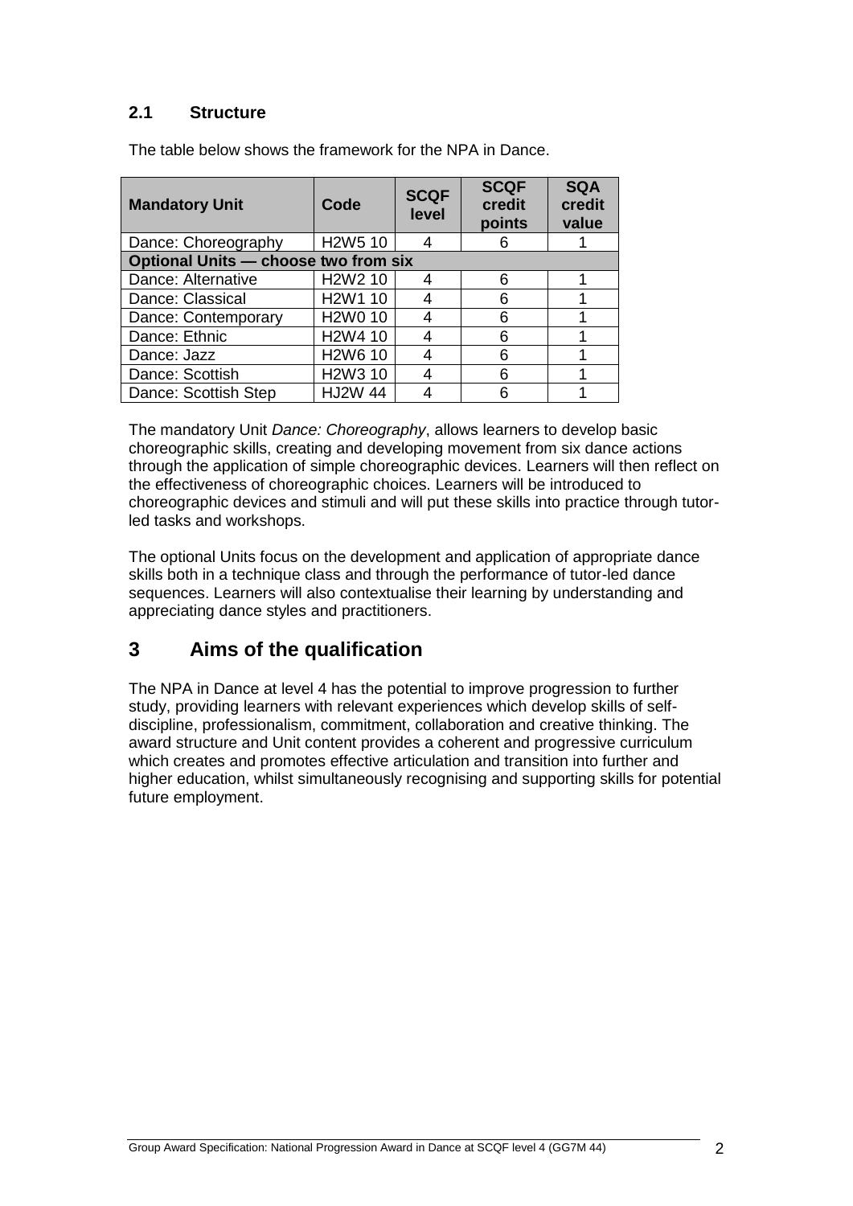### 2.1 Structure

The table below shows the framework for the NPA in Dance.

| Mandatory Unit | Code | SCQF level | SCQF credit points | SQA credit value |
|---|---|---|---|---|
| Dance: Choreography | H2W5 10 | 4 | 6 | 1 |
| **Optional Units — choose two from six** | | | | |
| Dance: Alternative | H2W2 10 | 4 | 6 | 1 |
| Dance: Classical | H2W1 10 | 4 | 6 | 1 |
| Dance: Contemporary | H2W0 10 | 4 | 6 | 1 |
| Dance: Ethnic | H2W4 10 | 4 | 6 | 1 |
| Dance: Jazz | H2W6 10 | 4 | 6 | 1 |
| Dance: Scottish | H2W3 10 | 4 | 6 | 1 |
| Dance: Scottish Step | HJ2W 44 | 4 | 6 | 1 |

The mandatory Unit *Dance: Choreography*, allows learners to develop basic choreographic skills, creating and developing movement from six dance actions through the application of simple choreographic devices. Learners will then reflect on the effectiveness of choreographic choices. Learners will be introduced to choreographic devices and stimuli and will put these skills into practice through tutor-led tasks and workshops.

The optional Units focus on the development and application of appropriate dance skills both in a technique class and through the performance of tutor-led dance sequences. Learners will also contextualise their learning by understanding and appreciating dance styles and practitioners.

## 3 Aims of the qualification

The NPA in Dance at level 4 has the potential to improve progression to further study, providing learners with relevant experiences which develop skills of self-discipline, professionalism, commitment, collaboration and creative thinking. The award structure and Unit content provides a coherent and progressive curriculum which creates and promotes effective articulation and transition into further and higher education, whilst simultaneously recognising and supporting skills for potential future employment.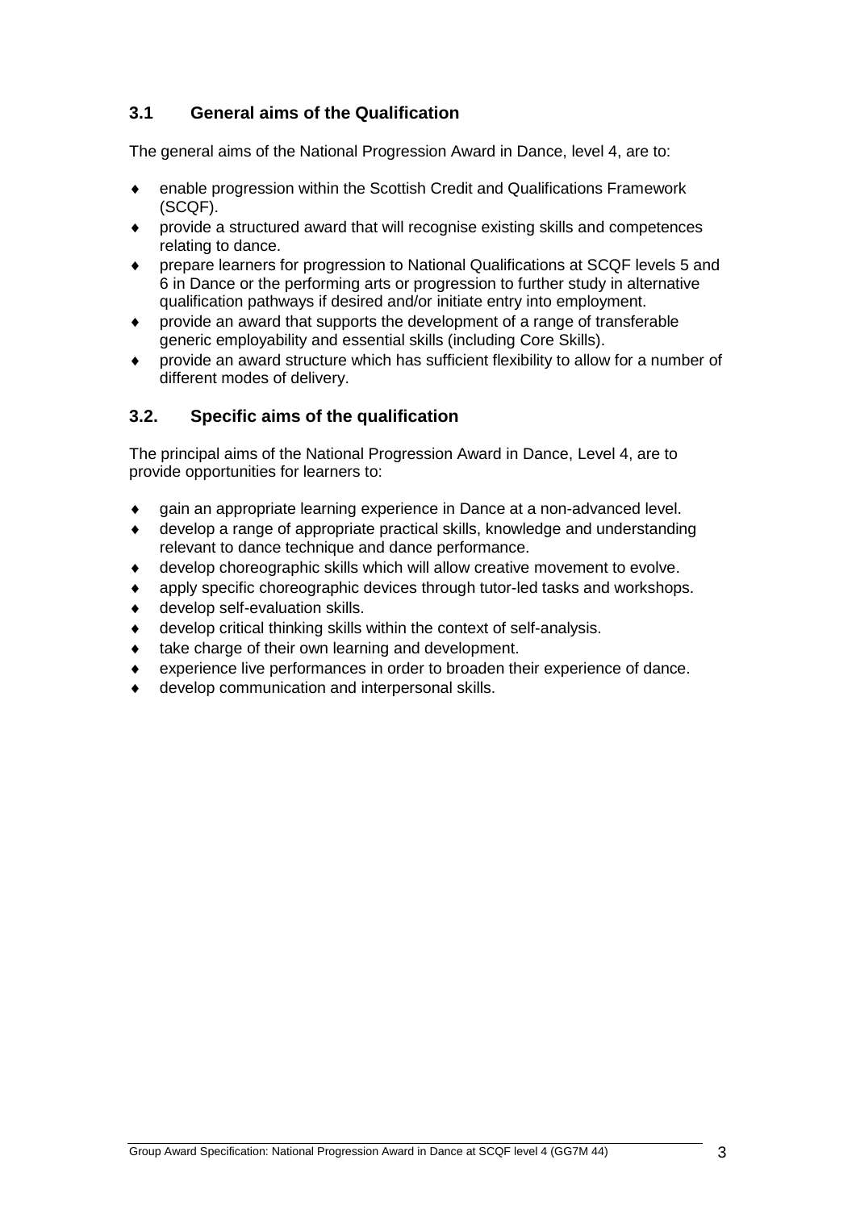### 3.1 General aims of the Qualification

The general aims of the National Progression Award in Dance, level 4, are to:

- enable progression within the Scottish Credit and Qualifications Framework (SCQF).
- provide a structured award that will recognise existing skills and competences relating to dance.
- prepare learners for progression to National Qualifications at SCQF levels 5 and 6 in Dance or the performing arts or progression to further study in alternative qualification pathways if desired and/or initiate entry into employment.
- provide an award that supports the development of a range of transferable generic employability and essential skills (including Core Skills).
- provide an award structure which has sufficient flexibility to allow for a number of different modes of delivery.

### 3.2. Specific aims of the qualification

The principal aims of the National Progression Award in Dance, Level 4, are to provide opportunities for learners to:

- gain an appropriate learning experience in Dance at a non-advanced level.
- develop a range of appropriate practical skills, knowledge and understanding relevant to dance technique and dance performance.
- develop choreographic skills which will allow creative movement to evolve.
- apply specific choreographic devices through tutor-led tasks and workshops.
- develop self-evaluation skills.
- develop critical thinking skills within the context of self-analysis.
- take charge of their own learning and development.
- experience live performances in order to broaden their experience of dance.
- develop communication and interpersonal skills.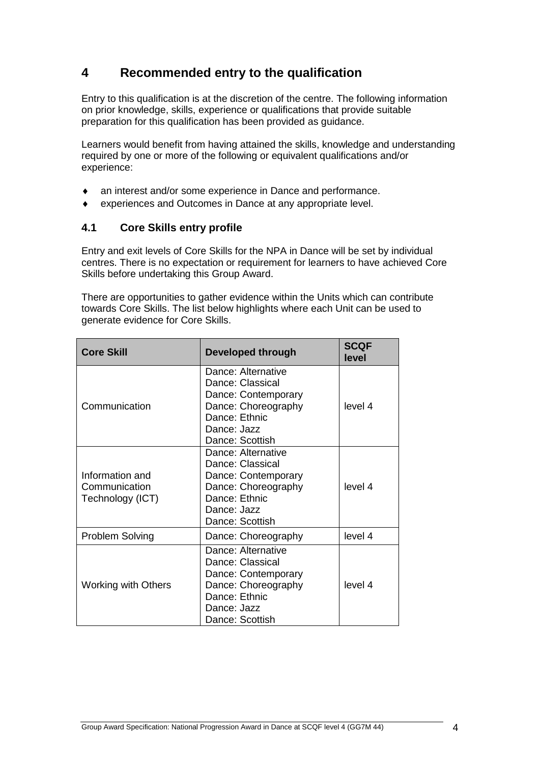## 4 Recommended entry to the qualification

Entry to this qualification is at the discretion of the centre. The following information on prior knowledge, skills, experience or qualifications that provide suitable preparation for this qualification has been provided as guidance.

Learners would benefit from having attained the skills, knowledge and understanding required by one or more of the following or equivalent qualifications and/or experience:

- an interest and/or some experience in Dance and performance.
- experiences and Outcomes in Dance at any appropriate level.

### 4.1 Core Skills entry profile

Entry and exit levels of Core Skills for the NPA in Dance will be set by individual centres. There is no expectation or requirement for learners to have achieved Core Skills before undertaking this Group Award.

There are opportunities to gather evidence within the Units which can contribute towards Core Skills. The list below highlights where each Unit can be used to generate evidence for Core Skills.

| Core Skill | Developed through | SCQF level |
|---|---|---|
| Communication | Dance: Alternative<br>Dance: Classical<br>Dance: Contemporary<br>Dance: Choreography<br>Dance: Ethnic<br>Dance: Jazz<br>Dance: Scottish | level 4 |
| Information and Communication Technology (ICT) | Dance: Alternative<br>Dance: Classical<br>Dance: Contemporary<br>Dance: Choreography<br>Dance: Ethnic<br>Dance: Jazz<br>Dance: Scottish | level 4 |
| Problem Solving | Dance: Choreography | level 4 |
| Working with Others | Dance: Alternative<br>Dance: Classical<br>Dance: Contemporary<br>Dance: Choreography<br>Dance: Ethnic<br>Dance: Jazz<br>Dance: Scottish | level 4 |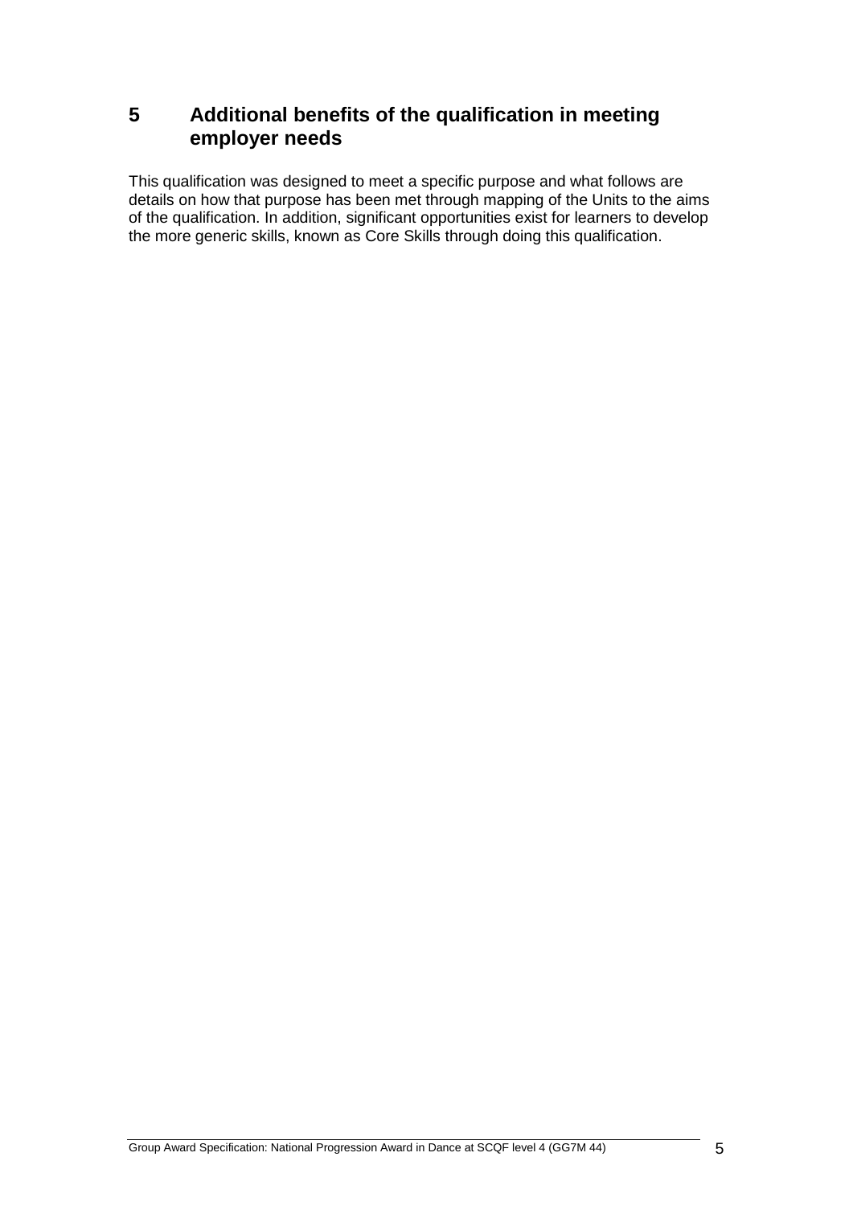## 5 Additional benefits of the qualification in meeting employer needs

This qualification was designed to meet a specific purpose and what follows are details on how that purpose has been met through mapping of the Units to the aims of the qualification. In addition, significant opportunities exist for learners to develop the more generic skills, known as Core Skills through doing this qualification.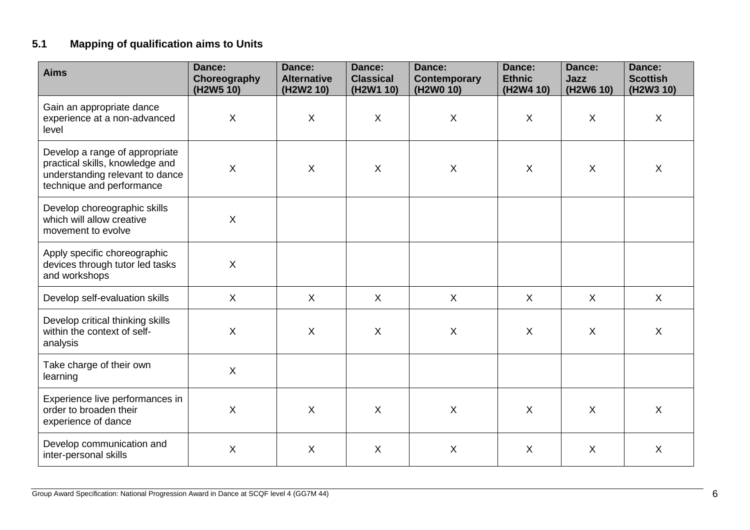### 5.1 Mapping of qualification aims to Units

| Aims | Dance: Choreography (H2W5 10) | Dance: Alternative (H2W2 10) | Dance: Classical (H2W1 10) | Dance: Contemporary (H2W0 10) | Dance: Ethnic (H2W4 10) | Dance: Jazz (H2W6 10) | Dance: Scottish (H2W3 10) |
|---|---|---|---|---|---|---|---|
| Gain an appropriate dance experience at a non-advanced level | X | X | X | X | X | X | X |
| Develop a range of appropriate practical skills, knowledge and understanding relevant to dance technique and performance | X | X | X | X | X | X | X |
| Develop choreographic skills which will allow creative movement to evolve | X | | | | | | |
| Apply specific choreographic devices through tutor led tasks and workshops | X | | | | | | |
| Develop self-evaluation skills | X | X | X | X | X | X | X |
| Develop critical thinking skills within the context of self-analysis | X | X | X | X | X | X | X |
| Take charge of their own learning | X | | | | | | |
| Experience live performances in order to broaden their experience of dance | X | X | X | X | X | X | X |
| Develop communication and inter-personal skills | X | X | X | X | X | X | X |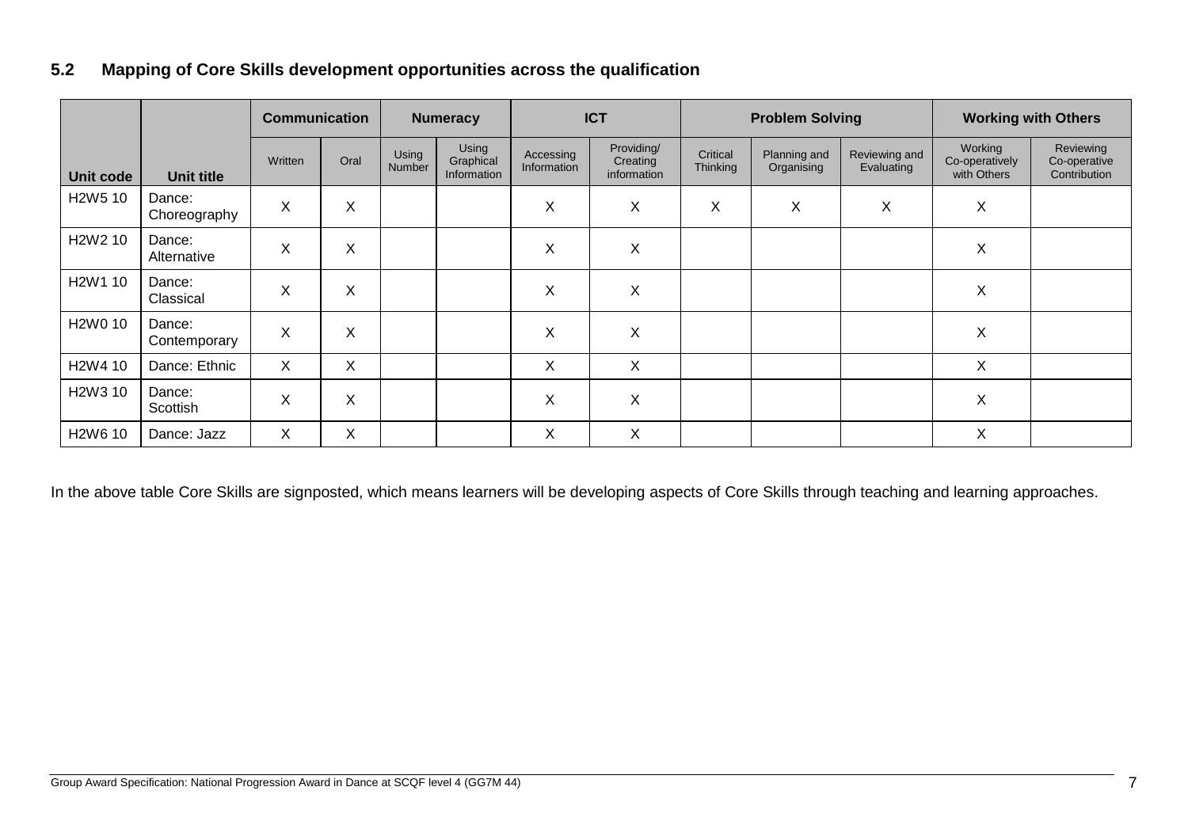### 5.2 Mapping of Core Skills development opportunities across the qualification

| Unit code | Unit title | Communication | | Numeracy | | ICT | | Problem Solving | | | Working with Others | |
|---|---|---|---|---|---|---|---|---|---|---|---|---|
| | | Written | Oral | Using Number | Using Graphical Information | Accessing Information | Providing/ Creating information | Critical Thinking | Planning and Organising | Reviewing and Evaluating | Working Co-operatively with Others | Reviewing Co-operative Contribution |
| H2W5 10 | Dance: Choreography | X | X | | | X | X | X | X | X | X | |
| H2W2 10 | Dance: Alternative | X | X | | | X | X | | | | X | |
| H2W1 10 | Dance: Classical | X | X | | | X | X | | | | X | |
| H2W0 10 | Dance: Contemporary | X | X | | | X | X | | | | X | |
| H2W4 10 | Dance: Ethnic | X | X | | | X | X | | | | X | |
| H2W3 10 | Dance: Scottish | X | X | | | X | X | | | | X | |
| H2W6 10 | Dance: Jazz | X | X | | | X | X | | | | X | |

In the above table Core Skills are signposted, which means learners will be developing aspects of Core Skills through teaching and learning approaches.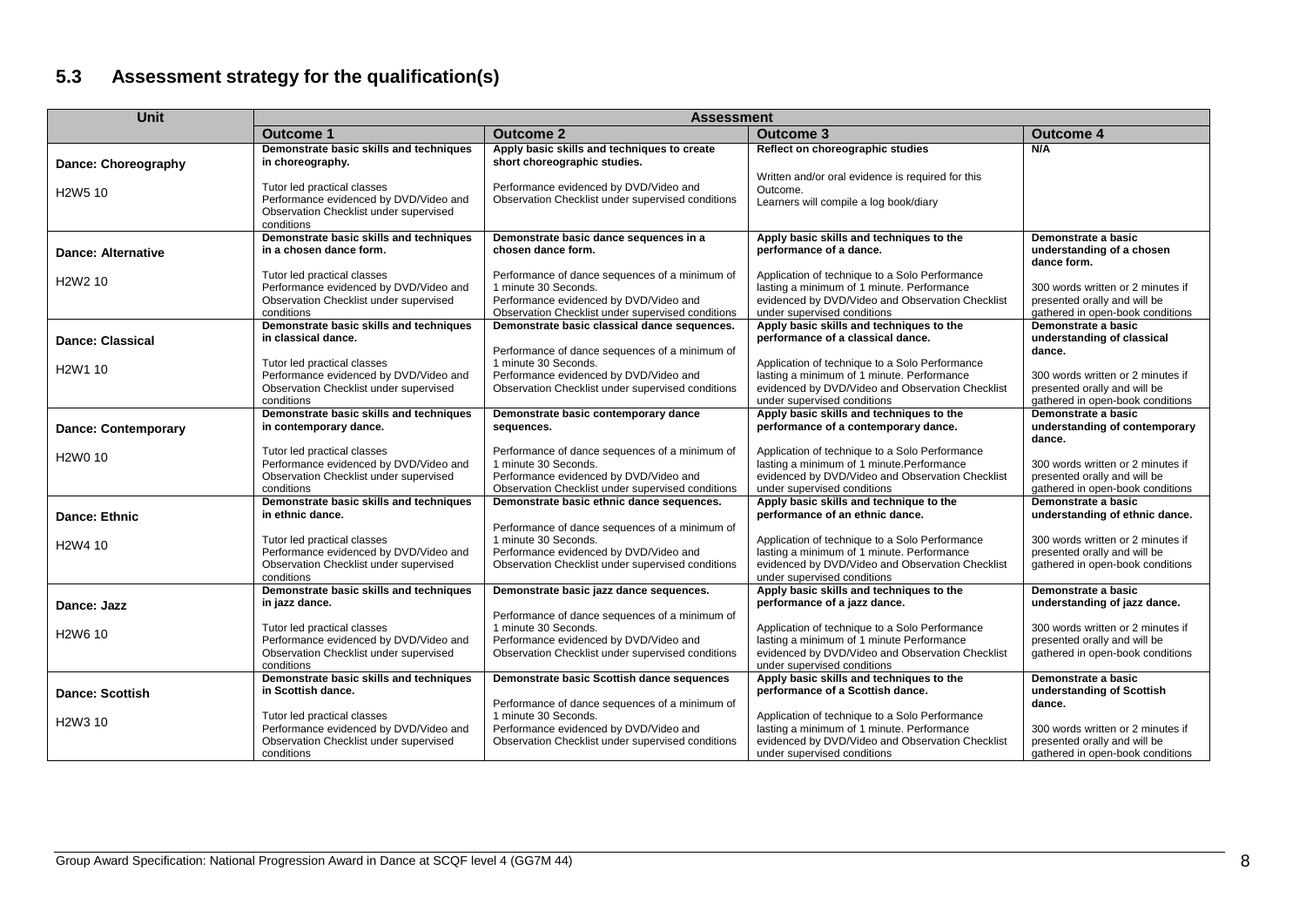## 5.3 Assessment strategy for the qualification(s)

| Unit | Assessment | | | |
|---|---|---|---|---|
| | **Outcome 1** | **Outcome 2** | **Outcome 3** | **Outcome 4** |
| **Dance: Choreography**<br><br>H2W5 10 | **Demonstrate basic skills and techniques in choreography.**<br><br>Tutor led practical classes<br>Performance evidenced by DVD/Video and Observation Checklist under supervised conditions | **Apply basic skills and techniques to create short choreographic studies.**<br><br>Performance evidenced by DVD/Video and Observation Checklist under supervised conditions | **Reflect on choreographic studies**<br><br>Written and/or oral evidence is required for this Outcome.<br>Learners will compile a log book/diary | **N/A** |
| **Dance: Alternative**<br><br>H2W2 10 | **Demonstrate basic skills and techniques in a chosen dance form.**<br><br>Tutor led practical classes<br>Performance evidenced by DVD/Video and Observation Checklist under supervised conditions | **Demonstrate basic dance sequences in a chosen dance form.**<br><br>Performance of dance sequences of a minimum of 1 minute 30 Seconds.<br>Performance evidenced by DVD/Video and Observation Checklist under supervised conditions | **Apply basic skills and techniques to the performance of a dance.**<br><br>Application of technique to a Solo Performance lasting a minimum of 1 minute. Performance evidenced by DVD/Video and Observation Checklist under supervised conditions | **Demonstrate a basic understanding of a chosen dance form.**<br><br>300 words written or 2 minutes if presented orally and will be gathered in open-book conditions |
| **Dance: Classical**<br><br>H2W1 10 | **Demonstrate basic skills and techniques in classical dance.**<br><br>Tutor led practical classes<br>Performance evidenced by DVD/Video and Observation Checklist under supervised conditions | **Demonstrate basic classical dance sequences.**<br><br>Performance of dance sequences of a minimum of 1 minute 30 Seconds.<br>Performance evidenced by DVD/Video and Observation Checklist under supervised conditions | **Apply basic skills and techniques to the performance of a classical dance.**<br><br>Application of technique to a Solo Performance lasting a minimum of 1 minute. Performance evidenced by DVD/Video and Observation Checklist under supervised conditions | **Demonstrate a basic understanding of classical dance.**<br><br>300 words written or 2 minutes if presented orally and will be gathered in open-book conditions |
| **Dance: Contemporary**<br><br>H2W0 10 | **Demonstrate basic skills and techniques in contemporary dance.**<br><br>Tutor led practical classes<br>Performance evidenced by DVD/Video and Observation Checklist under supervised conditions | **Demonstrate basic contemporary dance sequences.**<br><br>Performance of dance sequences of a minimum of 1 minute 30 Seconds.<br>Performance evidenced by DVD/Video and Observation Checklist under supervised conditions | **Apply basic skills and techniques to the performance of a contemporary dance.**<br><br>Application of technique to a Solo Performance lasting a minimum of 1 minute.Performance evidenced by DVD/Video and Observation Checklist under supervised conditions | **Demonstrate a basic understanding of contemporary dance.**<br><br>300 words written or 2 minutes if presented orally and will be gathered in open-book conditions |
| **Dance: Ethnic**<br><br>H2W4 10 | **Demonstrate basic skills and techniques in ethnic dance.**<br><br>Tutor led practical classes<br>Performance evidenced by DVD/Video and Observation Checklist under supervised conditions | **Demonstrate basic ethnic dance sequences.**<br><br>Performance of dance sequences of a minimum of 1 minute 30 Seconds.<br>Performance evidenced by DVD/Video and Observation Checklist under supervised conditions | **Apply basic skills and technique to the performance of an ethnic dance.**<br><br>Application of technique to a Solo Performance lasting a minimum of 1 minute. Performance evidenced by DVD/Video and Observation Checklist under supervised conditions | **Demonstrate a basic understanding of ethnic dance.**<br><br>300 words written or 2 minutes if presented orally and will be gathered in open-book conditions |
| **Dance: Jazz**<br><br>H2W6 10 | **Demonstrate basic skills and techniques in jazz dance.**<br><br>Tutor led practical classes<br>Performance evidenced by DVD/Video and Observation Checklist under supervised conditions | **Demonstrate basic jazz dance sequences.**<br><br>Performance of dance sequences of a minimum of 1 minute 30 Seconds.<br>Performance evidenced by DVD/Video and Observation Checklist under supervised conditions | **Apply basic skills and techniques to the performance of a jazz dance.**<br><br>Application of technique to a Solo Performance lasting a minimum of 1 minute Performance evidenced by DVD/Video and Observation Checklist under supervised conditions | **Demonstrate a basic understanding of jazz dance.**<br><br>300 words written or 2 minutes if presented orally and will be gathered in open-book conditions |
| **Dance: Scottish**<br><br>H2W3 10 | **Demonstrate basic skills and techniques in Scottish dance.**<br><br>Tutor led practical classes<br>Performance evidenced by DVD/Video and Observation Checklist under supervised conditions | **Demonstrate basic Scottish dance sequences**<br><br>Performance of dance sequences of a minimum of 1 minute 30 Seconds.<br>Performance evidenced by DVD/Video and Observation Checklist under supervised conditions | **Apply basic skills and techniques to the performance of a Scottish dance.**<br><br>Application of technique to a Solo Performance lasting a minimum of 1 minute. Performance evidenced by DVD/Video and Observation Checklist under supervised conditions | **Demonstrate a basic understanding of Scottish dance.**<br><br>300 words written or 2 minutes if presented orally and will be gathered in open-book conditions |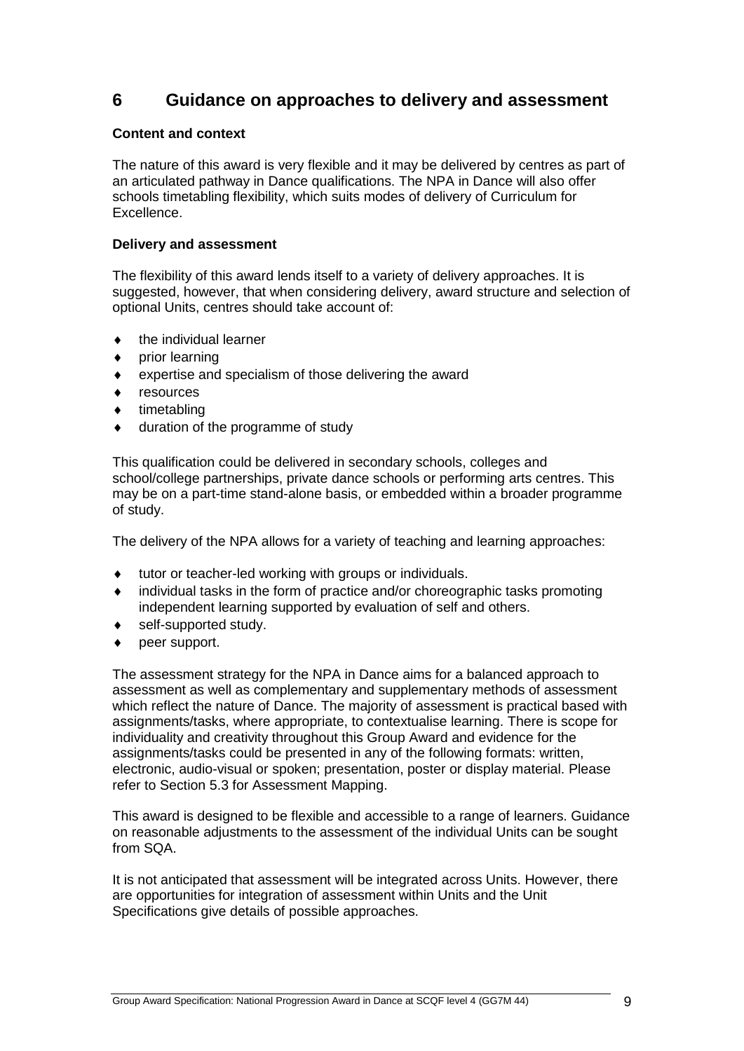## 6 Guidance on approaches to delivery and assessment

**Content and context**

The nature of this award is very flexible and it may be delivered by centres as part of an articulated pathway in Dance qualifications. The NPA in Dance will also offer schools timetabling flexibility, which suits modes of delivery of Curriculum for Excellence.

**Delivery and assessment**

The flexibility of this award lends itself to a variety of delivery approaches. It is suggested, however, that when considering delivery, award structure and selection of optional Units, centres should take account of:

- the individual learner
- prior learning
- expertise and specialism of those delivering the award
- resources
- timetabling
- duration of the programme of study

This qualification could be delivered in secondary schools, colleges and school/college partnerships, private dance schools or performing arts centres. This may be on a part-time stand-alone basis, or embedded within a broader programme of study.

The delivery of the NPA allows for a variety of teaching and learning approaches:

- tutor or teacher-led working with groups or individuals.
- individual tasks in the form of practice and/or choreographic tasks promoting independent learning supported by evaluation of self and others.
- self-supported study.
- peer support.

The assessment strategy for the NPA in Dance aims for a balanced approach to assessment as well as complementary and supplementary methods of assessment which reflect the nature of Dance. The majority of assessment is practical based with assignments/tasks, where appropriate, to contextualise learning. There is scope for individuality and creativity throughout this Group Award and evidence for the assignments/tasks could be presented in any of the following formats: written, electronic, audio-visual or spoken; presentation, poster or display material. Please refer to Section 5.3 for Assessment Mapping.

This award is designed to be flexible and accessible to a range of learners. Guidance on reasonable adjustments to the assessment of the individual Units can be sought from SQA.

It is not anticipated that assessment will be integrated across Units. However, there are opportunities for integration of assessment within Units and the Unit Specifications give details of possible approaches.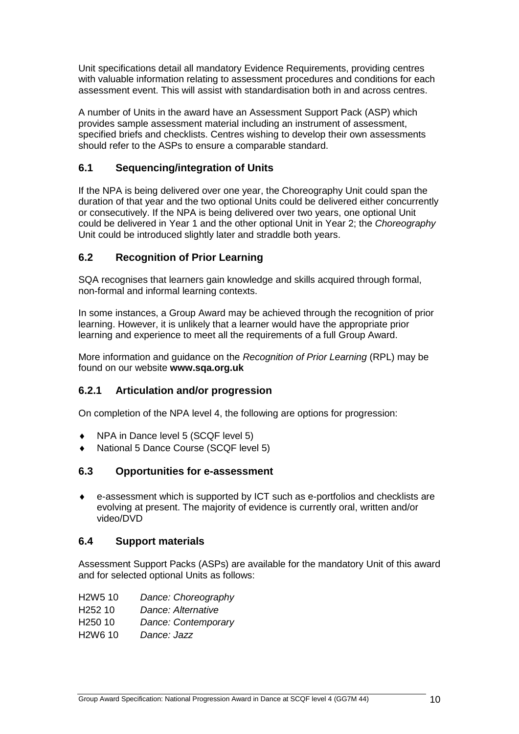Unit specifications detail all mandatory Evidence Requirements, providing centres with valuable information relating to assessment procedures and conditions for each assessment event. This will assist with standardisation both in and across centres.

A number of Units in the award have an Assessment Support Pack (ASP) which provides sample assessment material including an instrument of assessment, specified briefs and checklists. Centres wishing to develop their own assessments should refer to the ASPs to ensure a comparable standard.

### 6.1 Sequencing/integration of Units

If the NPA is being delivered over one year, the Choreography Unit could span the duration of that year and the two optional Units could be delivered either concurrently or consecutively. If the NPA is being delivered over two years, one optional Unit could be delivered in Year 1 and the other optional Unit in Year 2; the *Choreography* Unit could be introduced slightly later and straddle both years.

### 6.2 Recognition of Prior Learning

SQA recognises that learners gain knowledge and skills acquired through formal, non-formal and informal learning contexts.

In some instances, a Group Award may be achieved through the recognition of prior learning. However, it is unlikely that a learner would have the appropriate prior learning and experience to meet all the requirements of a full Group Award.

More information and guidance on the *Recognition of Prior Learning* (RPL) may be found on our website **www.sqa.org.uk**

### 6.2.1 Articulation and/or progression

On completion of the NPA level 4, the following are options for progression:

- NPA in Dance level 5 (SCQF level 5)
- National 5 Dance Course (SCQF level 5)

### 6.3 Opportunities for e-assessment

- e-assessment which is supported by ICT such as e-portfolios and checklists are evolving at present. The majority of evidence is currently oral, written and/or video/DVD

### 6.4 Support materials

Assessment Support Packs (ASPs) are available for the mandatory Unit of this award and for selected optional Units as follows:

H2W5 10 *Dance: Choreography*
H252 10 *Dance: Alternative*
H250 10 *Dance: Contemporary*
H2W6 10 *Dance: Jazz*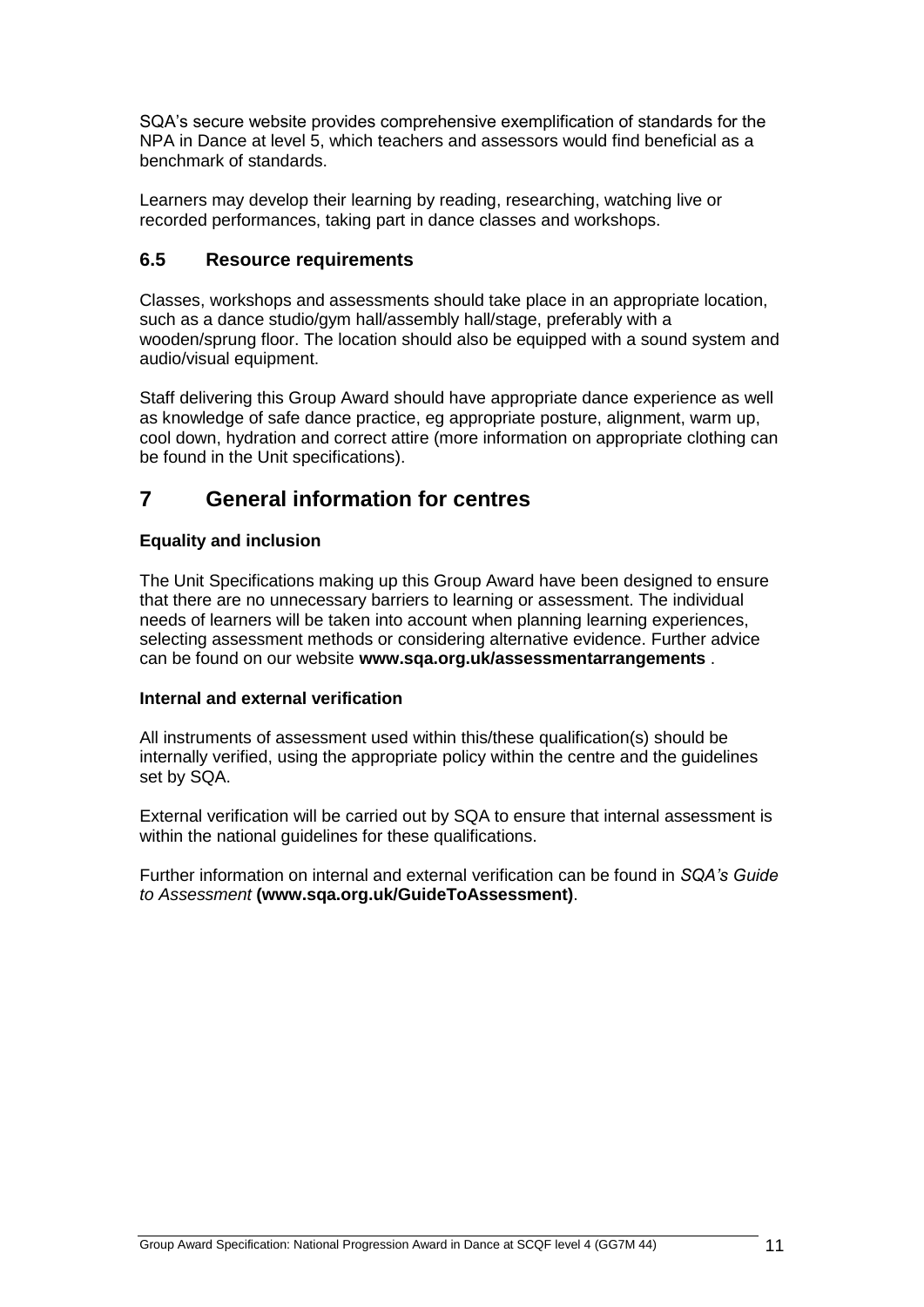SQA's secure website provides comprehensive exemplification of standards for the NPA in Dance at level 5, which teachers and assessors would find beneficial as a benchmark of standards.

Learners may develop their learning by reading, researching, watching live or recorded performances, taking part in dance classes and workshops.

### 6.5 Resource requirements

Classes, workshops and assessments should take place in an appropriate location, such as a dance studio/gym hall/assembly hall/stage, preferably with a wooden/sprung floor. The location should also be equipped with a sound system and audio/visual equipment.

Staff delivering this Group Award should have appropriate dance experience as well as knowledge of safe dance practice, eg appropriate posture, alignment, warm up, cool down, hydration and correct attire (more information on appropriate clothing can be found in the Unit specifications).

## 7 General information for centres

**Equality and inclusion**

The Unit Specifications making up this Group Award have been designed to ensure that there are no unnecessary barriers to learning or assessment. The individual needs of learners will be taken into account when planning learning experiences, selecting assessment methods or considering alternative evidence. Further advice can be found on our website **www.sqa.org.uk/assessmentarrangements** .

**Internal and external verification**

All instruments of assessment used within this/these qualification(s) should be internally verified, using the appropriate policy within the centre and the guidelines set by SQA.

External verification will be carried out by SQA to ensure that internal assessment is within the national guidelines for these qualifications.

Further information on internal and external verification can be found in *SQA's Guide to Assessment* **(www.sqa.org.uk/GuideToAssessment)**.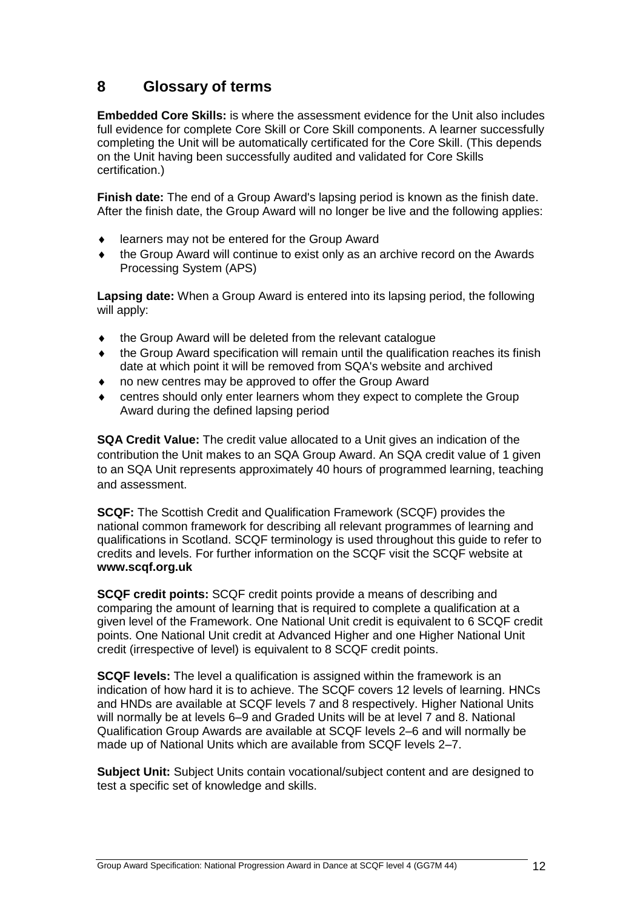## 8 Glossary of terms

**Embedded Core Skills:** is where the assessment evidence for the Unit also includes full evidence for complete Core Skill or Core Skill components. A learner successfully completing the Unit will be automatically certificated for the Core Skill. (This depends on the Unit having been successfully audited and validated for Core Skills certification.)

**Finish date:** The end of a Group Award's lapsing period is known as the finish date. After the finish date, the Group Award will no longer be live and the following applies:

- learners may not be entered for the Group Award
- the Group Award will continue to exist only as an archive record on the Awards Processing System (APS)

**Lapsing date:** When a Group Award is entered into its lapsing period, the following will apply:

- the Group Award will be deleted from the relevant catalogue
- the Group Award specification will remain until the qualification reaches its finish date at which point it will be removed from SQA's website and archived
- no new centres may be approved to offer the Group Award
- centres should only enter learners whom they expect to complete the Group Award during the defined lapsing period

**SQA Credit Value:** The credit value allocated to a Unit gives an indication of the contribution the Unit makes to an SQA Group Award. An SQA credit value of 1 given to an SQA Unit represents approximately 40 hours of programmed learning, teaching and assessment.

**SCQF:** The Scottish Credit and Qualification Framework (SCQF) provides the national common framework for describing all relevant programmes of learning and qualifications in Scotland. SCQF terminology is used throughout this guide to refer to credits and levels. For further information on the SCQF visit the SCQF website at **www.scqf.org.uk**

**SCQF credit points:** SCQF credit points provide a means of describing and comparing the amount of learning that is required to complete a qualification at a given level of the Framework. One National Unit credit is equivalent to 6 SCQF credit points. One National Unit credit at Advanced Higher and one Higher National Unit credit (irrespective of level) is equivalent to 8 SCQF credit points.

**SCQF levels:** The level a qualification is assigned within the framework is an indication of how hard it is to achieve. The SCQF covers 12 levels of learning. HNCs and HNDs are available at SCQF levels 7 and 8 respectively. Higher National Units will normally be at levels 6–9 and Graded Units will be at level 7 and 8. National Qualification Group Awards are available at SCQF levels 2–6 and will normally be made up of National Units which are available from SCQF levels 2–7.

**Subject Unit:** Subject Units contain vocational/subject content and are designed to test a specific set of knowledge and skills.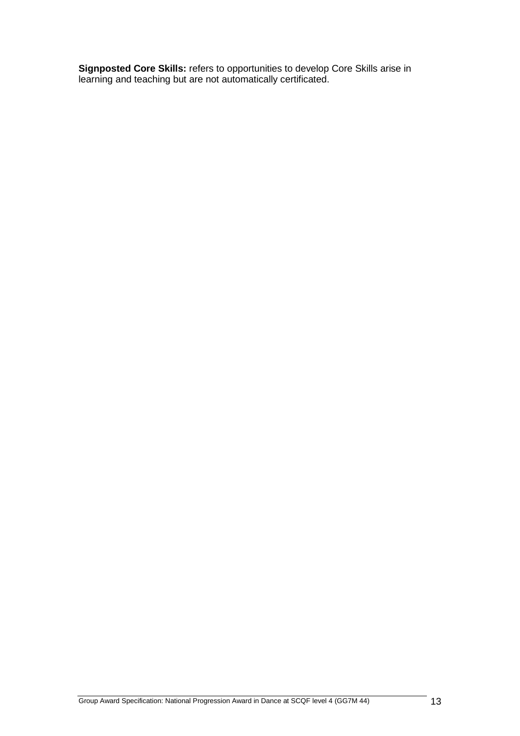**Signposted Core Skills:** refers to opportunities to develop Core Skills arise in learning and teaching but are not automatically certificated.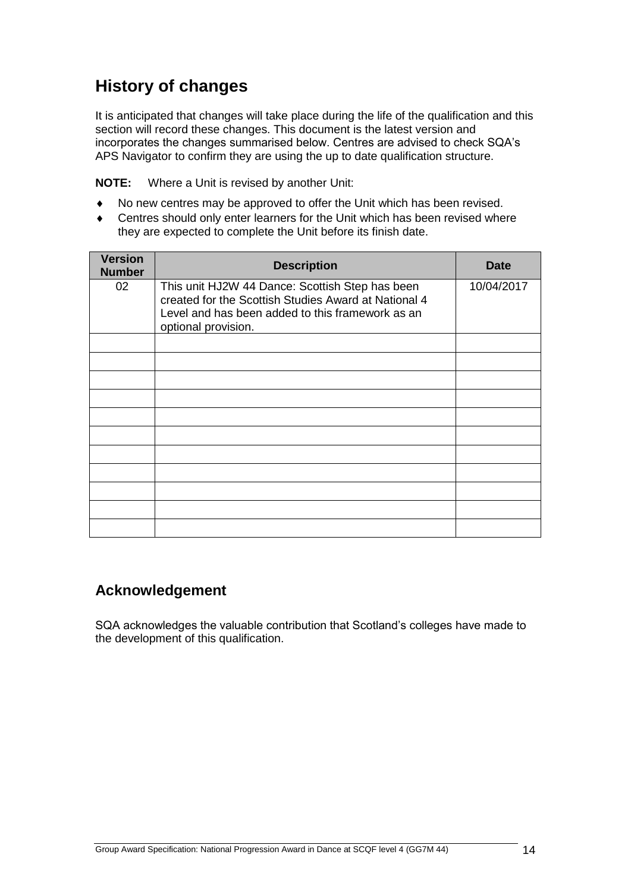## History of changes

It is anticipated that changes will take place during the life of the qualification and this section will record these changes. This document is the latest version and incorporates the changes summarised below. Centres are advised to check SQA's APS Navigator to confirm they are using the up to date qualification structure.

**NOTE:** Where a Unit is revised by another Unit:

- No new centres may be approved to offer the Unit which has been revised.
- Centres should only enter learners for the Unit which has been revised where they are expected to complete the Unit before its finish date.

| Version Number | Description | Date |
|---|---|---|
| 02 | This unit HJ2W 44 Dance: Scottish Step has been created for the Scottish Studies Award at National 4 Level and has been added to this framework as an optional provision. | 10/04/2017 |
| | | |
| | | |
| | | |
| | | |
| | | |
| | | |
| | | |
| | | |
| | | |
| | | |
| | | |

### Acknowledgement

SQA acknowledges the valuable contribution that Scotland's colleges have made to the development of this qualification.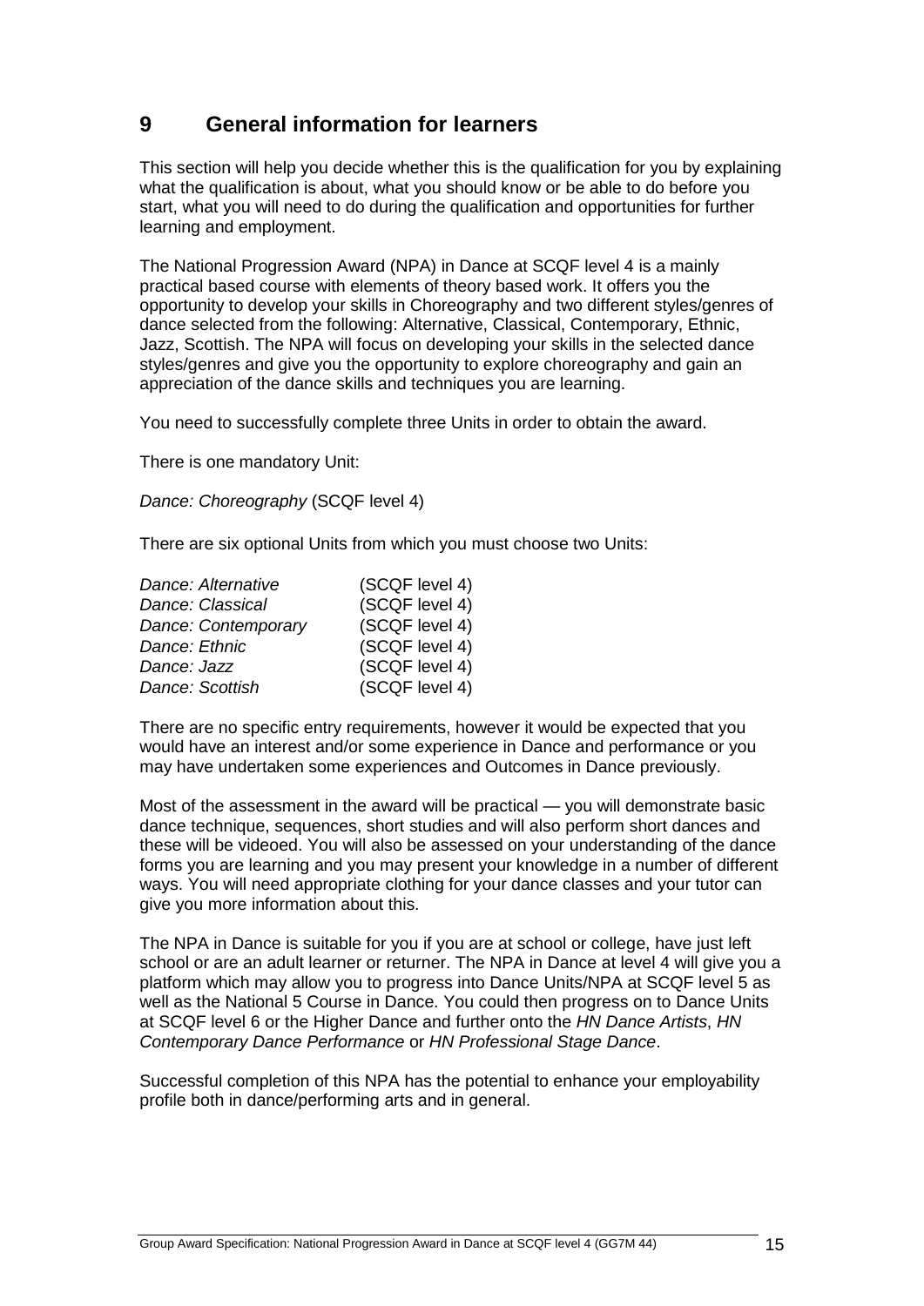## 9 General information for learners

This section will help you decide whether this is the qualification for you by explaining what the qualification is about, what you should know or be able to do before you start, what you will need to do during the qualification and opportunities for further learning and employment.

The National Progression Award (NPA) in Dance at SCQF level 4 is a mainly practical based course with elements of theory based work. It offers you the opportunity to develop your skills in Choreography and two different styles/genres of dance selected from the following: Alternative, Classical, Contemporary, Ethnic, Jazz, Scottish. The NPA will focus on developing your skills in the selected dance styles/genres and give you the opportunity to explore choreography and gain an appreciation of the dance skills and techniques you are learning.

You need to successfully complete three Units in order to obtain the award.

There is one mandatory Unit:

*Dance: Choreography* (SCQF level 4)

There are six optional Units from which you must choose two Units:

| | |
|---|---|
| *Dance: Alternative* | (SCQF level 4) |
| *Dance: Classical* | (SCQF level 4) |
| *Dance: Contemporary* | (SCQF level 4) |
| *Dance: Ethnic* | (SCQF level 4) |
| *Dance: Jazz* | (SCQF level 4) |
| *Dance: Scottish* | (SCQF level 4) |

There are no specific entry requirements, however it would be expected that you would have an interest and/or some experience in Dance and performance or you may have undertaken some experiences and Outcomes in Dance previously.

Most of the assessment in the award will be practical — you will demonstrate basic dance technique, sequences, short studies and will also perform short dances and these will be videoed. You will also be assessed on your understanding of the dance forms you are learning and you may present your knowledge in a number of different ways. You will need appropriate clothing for your dance classes and your tutor can give you more information about this.

The NPA in Dance is suitable for you if you are at school or college, have just left school or are an adult learner or returner. The NPA in Dance at level 4 will give you a platform which may allow you to progress into Dance Units/NPA at SCQF level 5 as well as the National 5 Course in Dance. You could then progress on to Dance Units at SCQF level 6 or the Higher Dance and further onto the *HN Dance Artists*, *HN Contemporary Dance Performance* or *HN Professional Stage Dance*.

Successful completion of this NPA has the potential to enhance your employability profile both in dance/performing arts and in general.